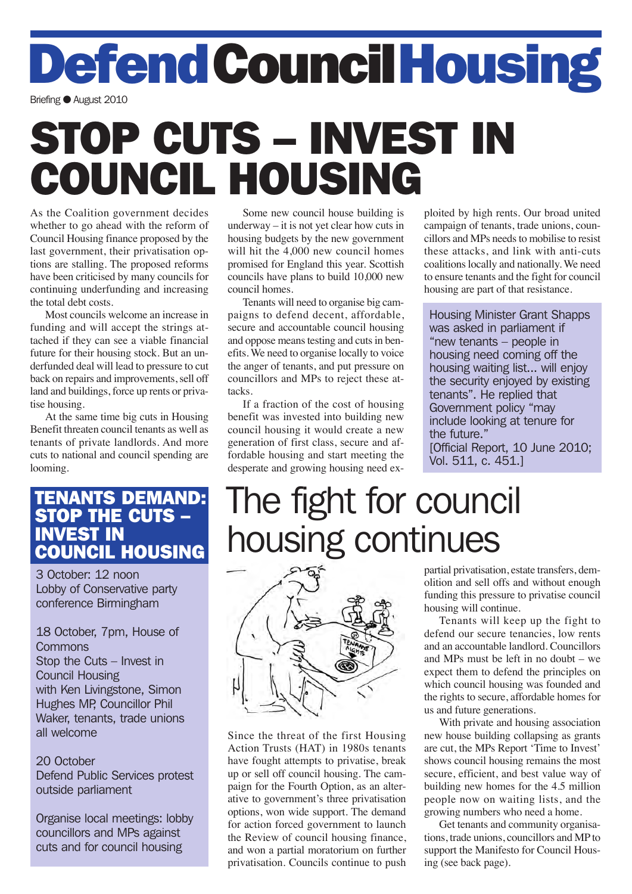# Defend Council Housing

Briefing ● August 2010

# STOP CUTS – INVEST IN COUNCIL HOUSING

As the Coalition government decides whether to go ahead with the reform of Council Housing finance proposed by the last government, their privatisation options are stalling. The proposed reforms have been criticised by many councils for continuing underfunding and increasing the total debt costs.

Most councils welcome an increase in funding and will accept the strings attached if they can see a viable financial future for their housing stock. But an underfunded deal will lead to pressure to cut back on repairs and improvements, sell off land and buildings, force up rents or privatise housing.

At the same time big cuts in Housing Benefit threaten council tenants as well as tenants of private landlords. And more cuts to national and council spending are looming.

Some new council house building is underway – it is not yet clear how cuts in housing budgets by the new government will hit the 4,000 new council homes promised for England this year. Scottish councils have plans to build 10,000 new council homes.

Tenants will need to organise big campaigns to defend decent, affordable, secure and accountable council housing and oppose means testing and cuts in benefits. We need to organise locally to voice the anger of tenants, and put pressure on councillors and MPs to reject these attacks.

If a fraction of the cost of housing benefit was invested into building new council housing it would create a new generation of first class, secure and affordable housing and start meeting the desperate and growing housing need exploited by high rents. Our broad united campaign of tenants, trade unions, councillors and MPs needs to mobilise to resist these attacks, and link with anti-cuts coalitions locally and nationally. We need to ensure tenants and the fight for council housing are part of that resistance.

Housing Minister Grant Shapps was asked in parliament if "new tenants – people in housing need coming off the housing waiting list... will enjoy the security enjoyed by existing tenants". He replied that Government policy "may include looking at tenure for the future."
[Official Report, 10 June 2010; Vol. 511, c. 451.]

## TENANTS DEMAND: STOP THE CUTS – INVEST IN COUNCIL HOUSING

3 October: 12 noon
Lobby of Conservative party conference Birmingham

18 October, 7pm, House of Commons
Stop the Cuts – Invest in Council Housing
with Ken Livingstone, Simon Hughes MP, Councillor Phil Waker, tenants, trade unions all welcome

20 October
Defend Public Services protest outside parliament

Organise local meetings: lobby councillors and MPs against cuts and for council housing

## The fight for council housing continues

Since the threat of the first Housing Action Trusts (HAT) in 1980s tenants have fought attempts to privatise, break up or sell off council housing. The campaign for the Fourth Option, as an alternative to government's three privatisation options, won wide support. The demand for action forced government to launch the Review of council housing finance, and won a partial moratorium on further privatisation. Councils continue to push partial privatisation, estate transfers, demolition and sell offs and without enough funding this pressure to privatise council housing will continue.

Tenants will keep up the fight to defend our secure tenancies, low rents and an accountable landlord. Councillors and MPs must be left in no doubt – we expect them to defend the principles on which council housing was founded and the rights to secure, affordable homes for us and future generations.

With private and housing association new house building collapsing as grants are cut, the MPs Report 'Time to Invest' shows council housing remains the most secure, efficient, and best value way of building new homes for the 4.5 million people now on waiting lists, and the growing numbers who need a home.

Get tenants and community organisations, trade unions, councillors and MP to support the Manifesto for Council Housing (see back page).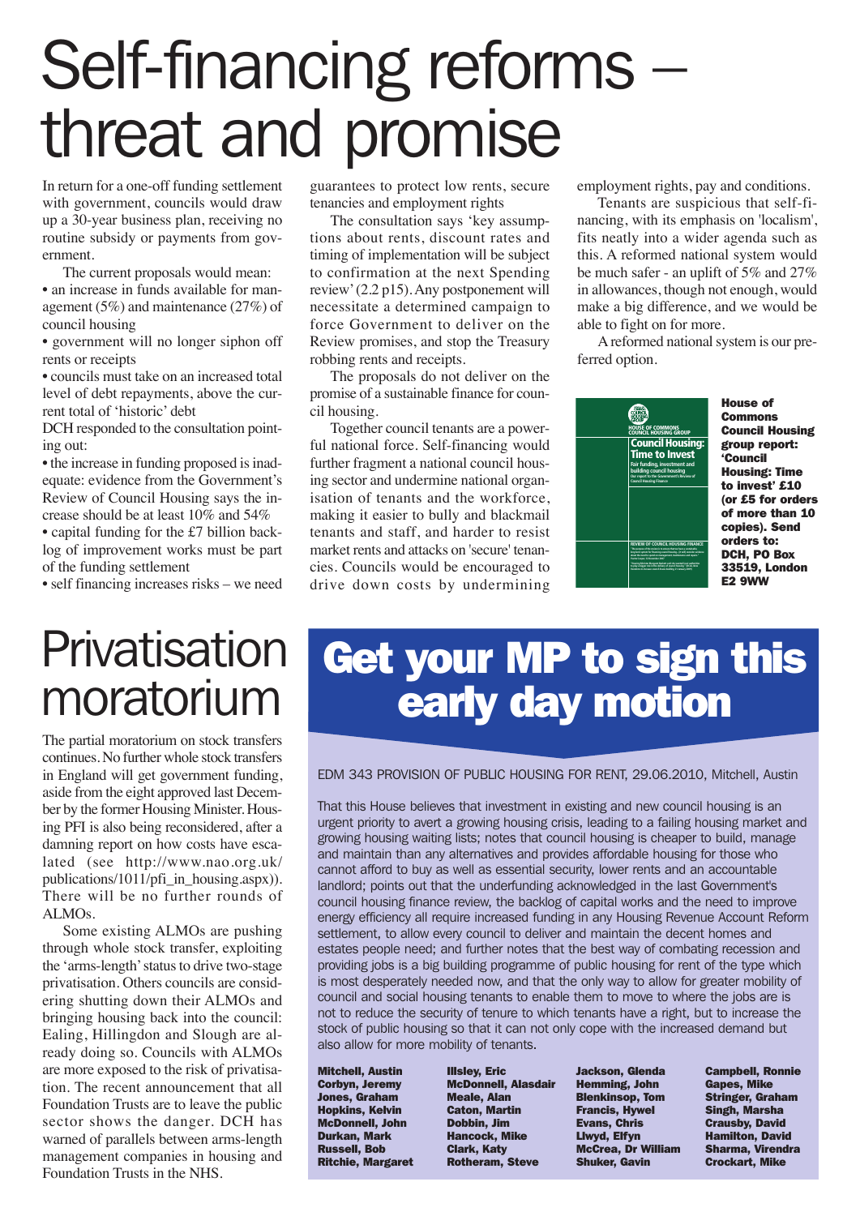# Self-financing reforms – threat and promise

In return for a one-off funding settlement with government, councils would draw up a 30-year business plan, receiving no routine subsidy or payments from government.

The current proposals would mean:

- an increase in funds available for management (5%) and maintenance (27%) of council housing
- government will no longer siphon off rents or receipts
- councils must take on an increased total level of debt repayments, above the current total of 'historic' debt

DCH responded to the consultation pointing out:

- the increase in funding proposed is inadequate: evidence from the Government's Review of Council Housing says the increase should be at least 10% and 54%
- capital funding for the £7 billion backlog of improvement works must be part of the funding settlement
- self financing increases risks – we need guarantees to protect low rents, secure tenancies and employment rights

The consultation says 'key assumptions about rents, discount rates and timing of implementation will be subject to confirmation at the next Spending review' (2.2 p15). Any postponement will necessitate a determined campaign to force Government to deliver on the Review promises, and stop the Treasury robbing rents and receipts.

The proposals do not deliver on the promise of a sustainable finance for council housing.

Together council tenants are a powerful national force. Self-financing would further fragment a national council housing sector and undermine national organisation of tenants and the workforce, making it easier to bully and blackmail tenants and staff, and harder to resist market rents and attacks on 'secure' tenancies. Councils would be encouraged to drive down costs by undermining employment rights, pay and conditions.

Tenants are suspicious that self-financing, with its emphasis on 'localism', fits neatly into a wider agenda such as this. A reformed national system would be much safer - an uplift of 5% and 27% in allowances, though not enough, would make a big difference, and we would be able to fight on for more.

A reformed national system is our preferred option.

**House of Commons Council Housing group report: 'Council Housing: Time to invest' £10 (or £5 for orders of more than 10 copies). Send orders to: DCH, PO Box 33519, London E2 9WW**

# Privatisation moratorium

The partial moratorium on stock transfers continues. No further whole stock transfers in England will get government funding, aside from the eight approved last December by the former Housing Minister. Housing PFI is also being reconsidered, after a damning report on how costs have escalated (see http://www.nao.org.uk/publications/1011/pfi_in_housing.aspx)). There will be no further rounds of ALMOs.

Some existing ALMOs are pushing through whole stock transfer, exploiting the 'arms-length' status to drive two-stage privatisation. Others councils are considering shutting down their ALMOs and bringing housing back into the council: Ealing, Hillingdon and Slough are already doing so. Councils with ALMOs are more exposed to the risk of privatisation. The recent announcement that all Foundation Trusts are to leave the public sector shows the danger. DCH has warned of parallels between arms-length management companies in housing and Foundation Trusts in the NHS.

# Get your MP to sign this early day motion

EDM 343 PROVISION OF PUBLIC HOUSING FOR RENT, 29.06.2010, Mitchell, Austin

That this House believes that investment in existing and new council housing is an urgent priority to avert a growing housing crisis, leading to a failing housing market and growing housing waiting lists; notes that council housing is cheaper to build, manage and maintain than any alternatives and provides affordable housing for those who cannot afford to buy as well as essential security, lower rents and an accountable landlord; points out that the underfunding acknowledged in the last Government's council housing finance review, the backlog of capital works and the need to improve energy efficiency all require increased funding in any Housing Revenue Account Reform settlement, to allow every council to deliver and maintain the decent homes and estates people need; and further notes that the best way of combating recession and providing jobs is a big building programme of public housing for rent of the type which is most desperately needed now, and that the only way to allow for greater mobility of council and social housing tenants to enable them to move to where the jobs are is not to reduce the security of tenure to which tenants have a right, but to increase the stock of public housing so that it can not only cope with the increased demand but also allow for more mobility of tenants.

**Mitchell, Austin**
**Corbyn, Jeremy**
**Jones, Graham**
**Hopkins, Kelvin**
**McDonnell, John**
**Durkan, Mark**
**Russell, Bob**
**Ritchie, Margaret**
**Illsley, Eric**
**McDonnell, Alasdair**
**Meale, Alan**
**Caton, Martin**
**Dobbin, Jim**
**Hancock, Mike**
**Clark, Katy**
**Rotheram, Steve**
**Jackson, Glenda**
**Hemming, John**
**Blenkinsop, Tom**
**Francis, Hywel**
**Evans, Chris**
**Llwyd, Elfyn**
**McCrea, Dr William**
**Shuker, Gavin**
**Campbell, Ronnie**
**Gapes, Mike**
**Stringer, Graham**
**Singh, Marsha**
**Crausby, David**
**Hamilton, David**
**Sharma, Virendra**
**Crockart, Mike**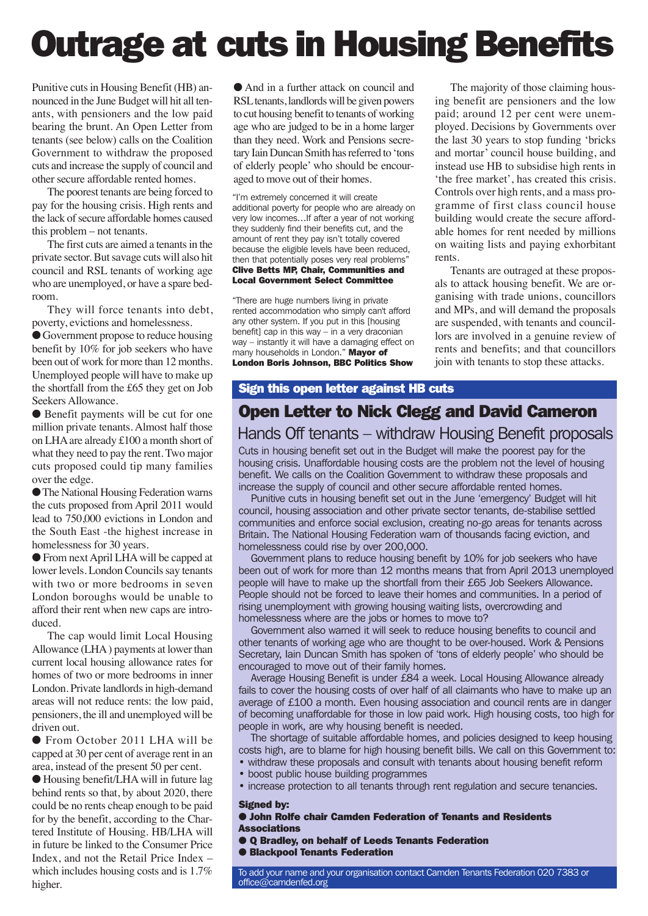# Outrage at cuts in Housing Benefits

Punitive cuts in Housing Benefit (HB) announced in the June Budget will hit all tenants, with pensioners and the low paid bearing the brunt. An Open Letter from tenants (see below) calls on the Coalition Government to withdraw the proposed cuts and increase the supply of council and other secure affordable rented homes.

The poorest tenants are being forced to pay for the housing crisis. High rents and the lack of secure affordable homes caused this problem – not tenants.

The first cuts are aimed a tenants in the private sector. But savage cuts will also hit council and RSL tenants of working age who are unemployed, or have a spare bedroom.

They will force tenants into debt, poverty, evictions and homelessness.

- Government propose to reduce housing benefit by 10% for job seekers who have been out of work for more than 12 months. Unemployed people will have to make up the shortfall from the £65 they get on Job Seekers Allowance.
- Benefit payments will be cut for one million private tenants. Almost half those on LHA are already £100 a month short of what they need to pay the rent. Two major cuts proposed could tip many families over the edge.
- The National Housing Federation warns the cuts proposed from April 2011 would lead to 750,000 evictions in London and the South East -the highest increase in homelessness for 30 years.
- From next April LHA will be capped at lower levels. London Councils say tenants with two or more bedrooms in seven London boroughs would be unable to afford their rent when new caps are introduced.

The cap would limit Local Housing Allowance (LHA) payments at lower than current local housing allowance rates for homes of two or more bedrooms in inner London. Private landlords in high-demand areas will not reduce rents: the low paid, pensioners, the ill and unemployed will be driven out.

- From October 2011 LHA will be capped at 30 per cent of average rent in an area, instead of the present 50 per cent.
- Housing benefit/LHA will in future lag behind rents so that, by about 2020, there could be no rents cheap enough to be paid for by the benefit, according to the Chartered Institute of Housing. HB/LHA will in future be linked to the Consumer Price Index, and not the Retail Price Index – which includes housing costs and is 1.7% higher.
- And in a further attack on council and RSL tenants, landlords will be given powers to cut housing benefit to tenants of working age who are judged to be in a home larger than they need. Work and Pensions secretary Iain Duncan Smith has referred to 'tons of elderly people' who should be encouraged to move out of their homes.

"I'm extremely concerned it will create additional poverty for people who are already on very low incomes…If after a year of not working they suddenly find their benefits cut, and the amount of rent they pay isn't totally covered because the eligible levels have been reduced, then that potentially poses very real problems" **Clive Betts MP, Chair, Communities and Local Government Select Committee**

"There are huge numbers living in private rented accommodation who simply can't afford any other system. If you put in this [housing benefit] cap in this way – in a very draconian way – instantly it will have a damaging effect on many households in London." **Mayor of London Boris Johnson, BBC Politics Show**

The majority of those claiming housing benefit are pensioners and the low paid; around 12 per cent were unemployed. Decisions by Governments over the last 30 years to stop funding 'bricks and mortar' council house building, and instead use HB to subsidise high rents in 'the free market', has created this crisis. Controls over high rents, and a mass programme of first class council house building would create the secure affordable homes for rent needed by millions on waiting lists and paying exhorbitant rents.

Tenants are outraged at these proposals to attack housing benefit. We are organising with trade unions, councillors and MPs, and will demand the proposals are suspended, with tenants and councillors are involved in a genuine review of rents and benefits; and that councillors join with tenants to stop these attacks.

**Sign this open letter against HB cuts**

## Open Letter to Nick Clegg and David Cameron

### Hands Off tenants – withdraw Housing Benefit proposals

Cuts in housing benefit set out in the Budget will make the poorest pay for the housing crisis. Unaffordable housing costs are the problem not the level of housing benefit. We calls on the Coalition Government to withdraw these proposals and increase the supply of council and other secure affordable rented homes.

Punitive cuts in housing benefit set out in the June 'emergency' Budget will hit council, housing association and other private sector tenants, de-stabilise settled communities and enforce social exclusion, creating no-go areas for tenants across Britain. The National Housing Federation warn of thousands facing eviction, and homelessness could rise by over 200,000.

Government plans to reduce housing benefit by 10% for job seekers who have been out of work for more than 12 months means that from April 2013 unemployed people will have to make up the shortfall from their £65 Job Seekers Allowance. People should not be forced to leave their homes and communities. In a period of rising unemployment with growing housing waiting lists, overcrowding and homelessness where are the jobs or homes to move to?

Government also warned it will seek to reduce housing benefits to council and other tenants of working age who are thought to be over-housed. Work & Pensions Secretary, Iain Duncan Smith has spoken of 'tons of elderly people' who should be encouraged to move out of their family homes.

Average Housing Benefit is under £84 a week. Local Housing Allowance already fails to cover the housing costs of over half of all claimants who have to make up an average of £100 a month. Even housing association and council rents are in danger of becoming unaffordable for those in low paid work. High housing costs, too high for people in work, are why housing benefit is needed.

The shortage of suitable affordable homes, and policies designed to keep housing costs high, are to blame for high housing benefit bills. We call on this Government to:

- withdraw these proposals and consult with tenants about housing benefit reform
- boost public house building programmes
- increase protection to all tenants through rent regulation and secure tenancies.

**Signed by:**

- **John Rolfe chair Camden Federation of Tenants and Residents Associations**
- **Q Bradley, on behalf of Leeds Tenants Federation**
- **Blackpool Tenants Federation**

To add your name and your organisation contact Camden Tenants Federation 020 7383 or office@camdenfed.org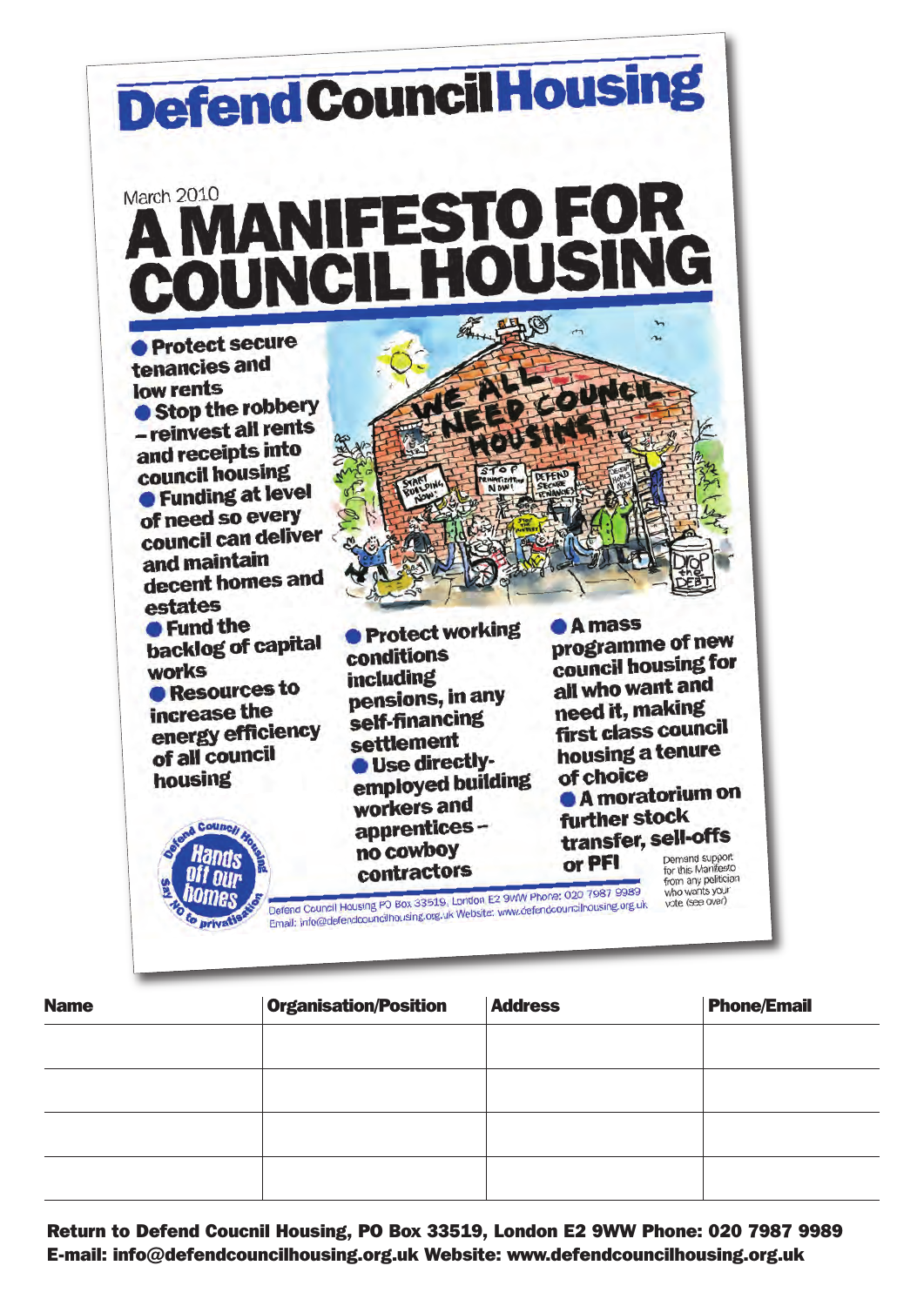# Defend Council Housing

March 2010

# A MANIFESTO FOR COUNCIL HOUSING

- Protect secure tenancies and low rents
- Stop the robbery – reinvest all rents and receipts into council housing
- Funding at level of need so every council can deliver and maintain decent homes and estates
- Fund the backlog of capital works
- Resources to increase the energy efficiency of all council housing
- Protect working conditions including pensions, in any self-financing settlement
- Use directly-employed building workers and apprentices – no cowboy contractors
- A mass programme of new council housing for all who want and need it, making first class council housing a tenure of choice
- A moratorium on further stock transfer, sell-offs or PFI

Demand support for this Manifesto from any politician who wants your vote (see over)

Defend Council Housing – Hands off our homes – Say No to privatisation

Defend Council Housing PO Box 33519, London E2 9WW Phone: 020 7987 9989 Email: info@defendcouncilhousing.org.uk Website: www.defendcouncilhousing.org.uk

| Name | Organisation/Position | Address | Phone/Email |
|---|---|---|---|
| | | | |
| | | | |
| | | | |
| | | | |

**Return to Defend Coucnil Housing, PO Box 33519, London E2 9WW Phone: 020 7987 9989**
**E-mail: info@defendcouncilhousing.org.uk Website: www.defendcouncilhousing.org.uk**